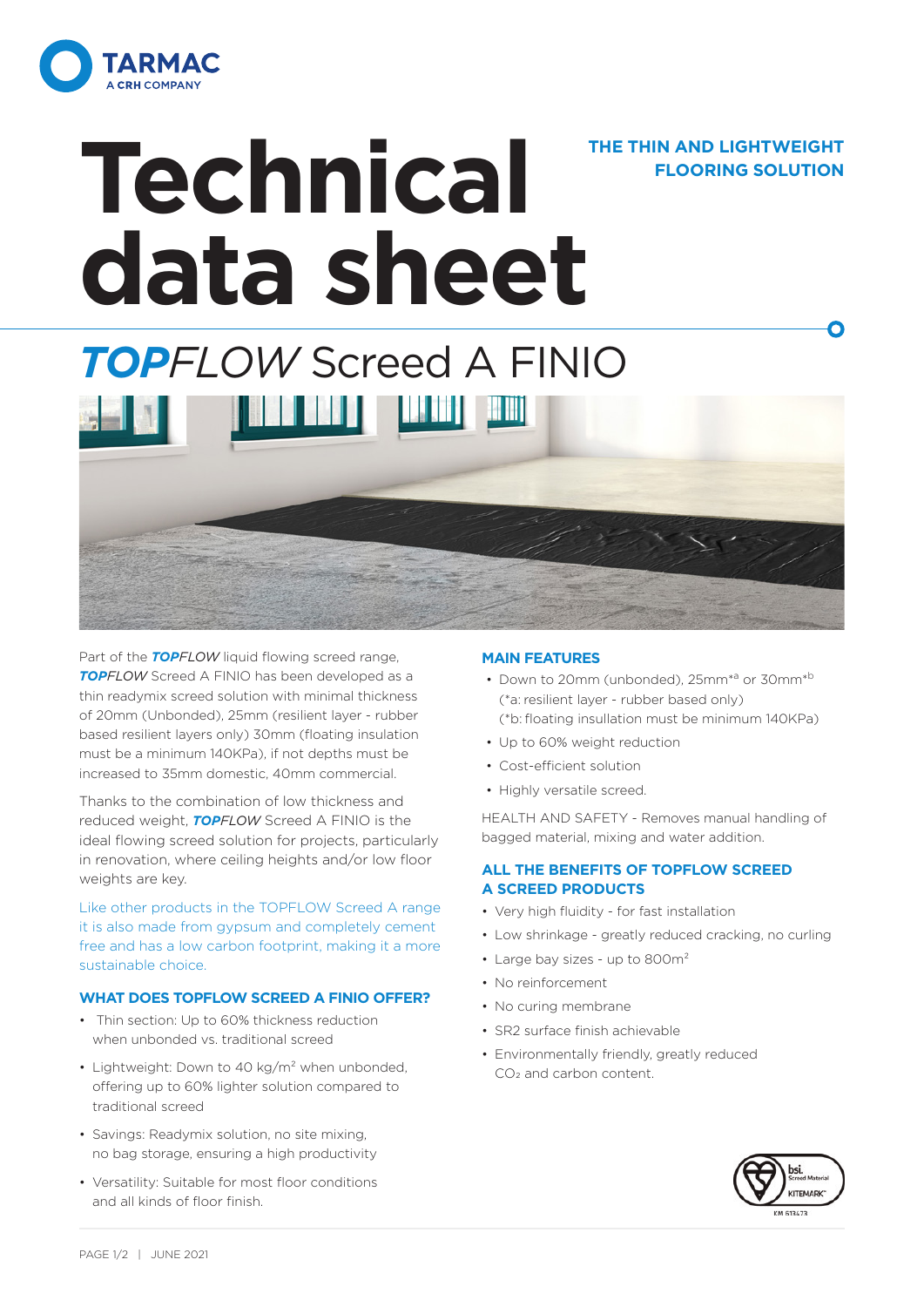# Technical data sheet

**THE THIN AND LIGHTWEIGHT FLOORING SOLUTION**

## ***TOP****FLOW* Screed A FINIO

Part of the ***TOP****FLOW* liquid flowing screed range, ***TOP****FLOW* Screed A FINIO has been developed as a thin readymix screed solution with minimal thickness of 20mm (Unbonded), 25mm (resilient layer - rubber based resilient layers only) 30mm (floating insulation must be a minimum 140KPa), if not depths must be increased to 35mm domestic, 40mm commercial.

Thanks to the combination of low thickness and reduced weight, ***TOP****FLOW* Screed A FINIO is the ideal flowing screed solution for projects, particularly in renovation, where ceiling heights and/or low floor weights are key.

Like other products in the TOPFLOW Screed A range it is also made from gypsum and completely cement free and has a low carbon footprint, making it a more sustainable choice.

### WHAT DOES TOPFLOW SCREED A FINIO OFFER?

- Thin section: Up to 60% thickness reduction when unbonded vs. traditional screed
- Lightweight: Down to 40 kg/m$^2$ when unbonded, offering up to 60% lighter solution compared to traditional screed
- Savings: Readymix solution, no site mixing, no bag storage, ensuring a high productivity
- Versatility: Suitable for most floor conditions and all kinds of floor finish.

### MAIN FEATURES

- Down to 20mm (unbonded), 25mm*[a] or 30mm*[b]
  (*a: resilient layer - rubber based only)
  (*b: floating insullation must be minimum 140KPa)
- Up to 60% weight reduction
- Cost-efficient solution
- Highly versatile screed.

HEALTH AND SAFETY - Removes manual handling of bagged material, mixing and water addition.

### ALL THE BENEFITS OF TOPFLOW SCREED A SCREED PRODUCTS

- Very high fluidity - for fast installation
- Low shrinkage - greatly reduced cracking, no curling
- Large bay sizes - up to 800m$^2$
- No reinforcement
- No curing membrane
- SR2 surface finish achievable
- Environmentally friendly, greatly reduced $CO_2$ and carbon content.

bsi. Screed Material KITEMARK™ KM 613473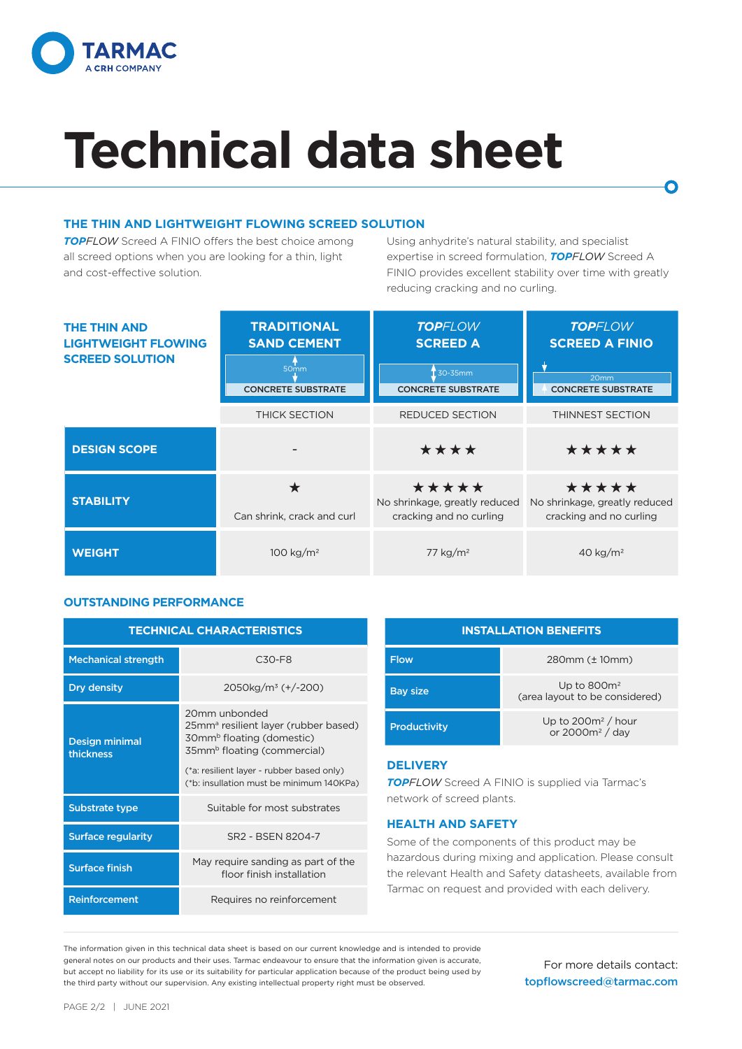TARMAC
A CRH COMPANY

# Technical data sheet

## THE THIN AND LIGHTWEIGHT FLOWING SCREED SOLUTION

***TOP**FLOW* Screed A FINIO offers the best choice among all screed options when you are looking for a thin, light and cost-effective solution.

Using anhydrite's natural stability, and specialist expertise in screed formulation, ***TOP**FLOW* Screed A FINIO provides excellent stability over time with greatly reducing cracking and no curling.

| THE THIN AND LIGHTWEIGHT FLOWING SCREED SOLUTION | TRADITIONAL SAND CEMENT | *TOPFLOW* SCREED A | *TOPFLOW* SCREED A FINIO |
|---|---|---|---|
| | 50mm / CONCRETE SUBSTRATE | 30-35mm / CONCRETE SUBSTRATE | 20mm / CONCRETE SUBSTRATE |
| | THICK SECTION | REDUCED SECTION | THINNEST SECTION |
| **DESIGN SCOPE** | - | ★★★★ | ★★★★★ |
| **STABILITY** | ★ Can shrink, crack and curl | ★★★★★ No shrinkage, greatly reduced cracking and no curling | ★★★★★ No shrinkage, greatly reduced cracking and no curling |
| **WEIGHT** | 100 kg/m² | 77 kg/m² | 40 kg/m² |

## OUTSTANDING PERFORMANCE

| TECHNICAL CHARACTERISTICS | |
|---|---|
| Mechanical strength | C30-F8 |
| Dry density | 2050kg/m³ (+/-200) |
| Design minimal thickness | 20mm unbonded<br>25mm[a] resilient layer (rubber based)<br>30mm[b] floating (domestic)<br>35mm[b] floating (commercial)<br>(*a: resilient layer - rubber based only)<br>(*b: insullation must be minimum 140KPa) |
| Substrate type | Suitable for most substrates |
| Surface regularity | SR2 - BSEN 8204-7 |
| Surface finish | May require sanding as part of the floor finish installation |
| Reinforcement | Requires no reinforcement |

| INSTALLATION BENEFITS | |
|---|---|
| Flow | 280mm (± 10mm) |
| Bay size | Up to 800m² (area layout to be considered) |
| Productivity | Up to 200m² / hour or 2000m² / day |

### DELIVERY

***TOP**FLOW* Screed A FINIO is supplied via Tarmac's network of screed plants.

### HEALTH AND SAFETY

Some of the components of this product may be hazardous during mixing and application. Please consult the relevant Health and Safety datasheets, available from Tarmac on request and provided with each delivery.

The information given in this technical data sheet is based on our current knowledge and is intended to provide general notes on our products and their uses. Tarmac endeavour to ensure that the information given is accurate, but accept no liability for its use or its suitability for particular application because of the product being used by the third party without our supervision. Any existing intellectual property right must be observed.

For more details contact:
topflowscreed@tarmac.com

JUNE 2021